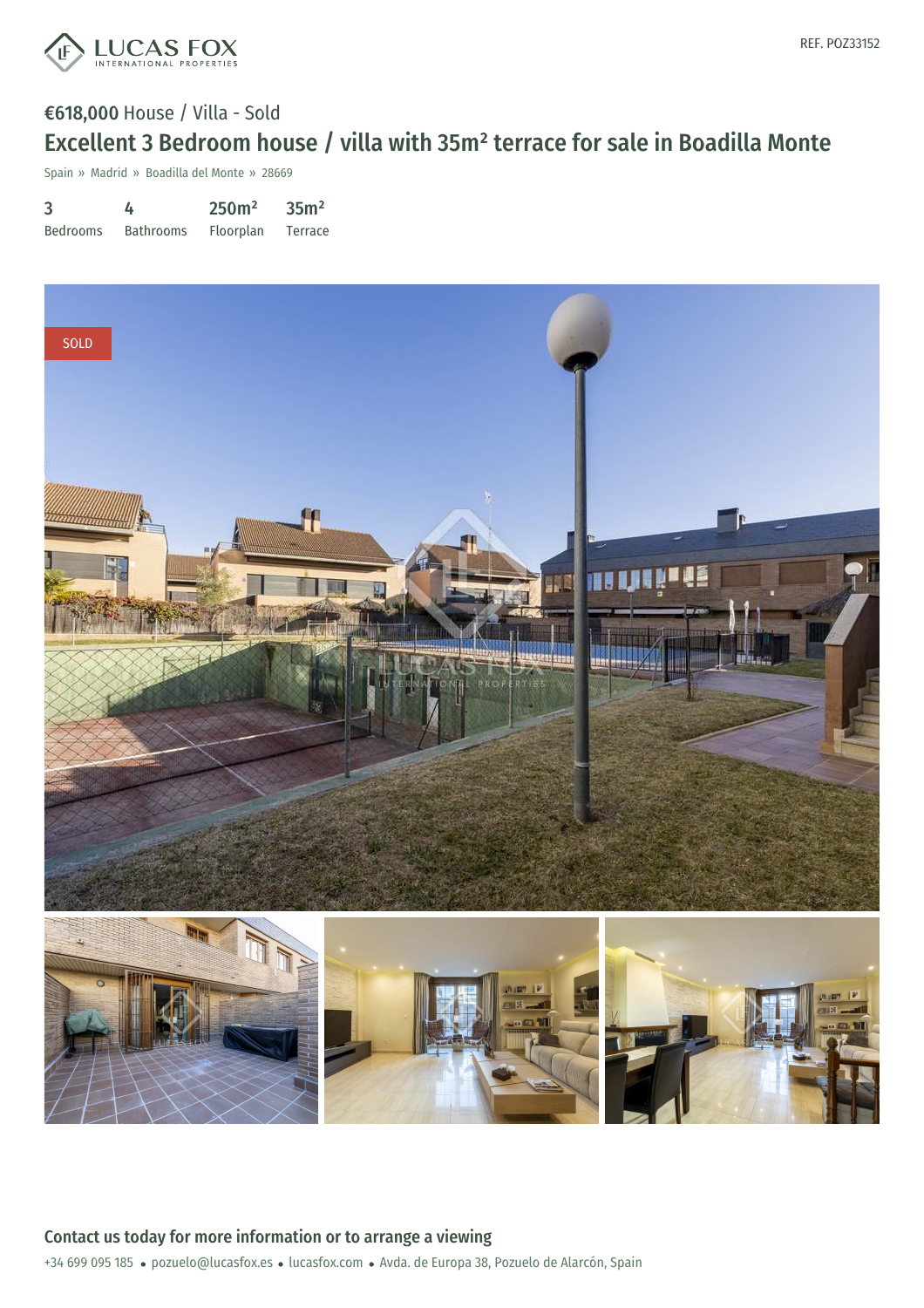REF. POZ33152

€618,000 House / Villa - Sold

# Excellent 3 Bedroom house / villa with 35m² terrace for sale in Boadilla Monte

Spain » Madrid » Boadilla del Monte » 28669

| 3 | 4 | 250m² | 35m² |
|---|---|---|---|
| Bedrooms | Bathrooms | Floorplan | Terrace |

SOLD

## Contact us today for more information or to arrange a viewing

+34 699 095 185 • pozuelo@lucasfox.es • lucasfox.com • Avda. de Europa 38, Pozuelo de Alarcón, Spain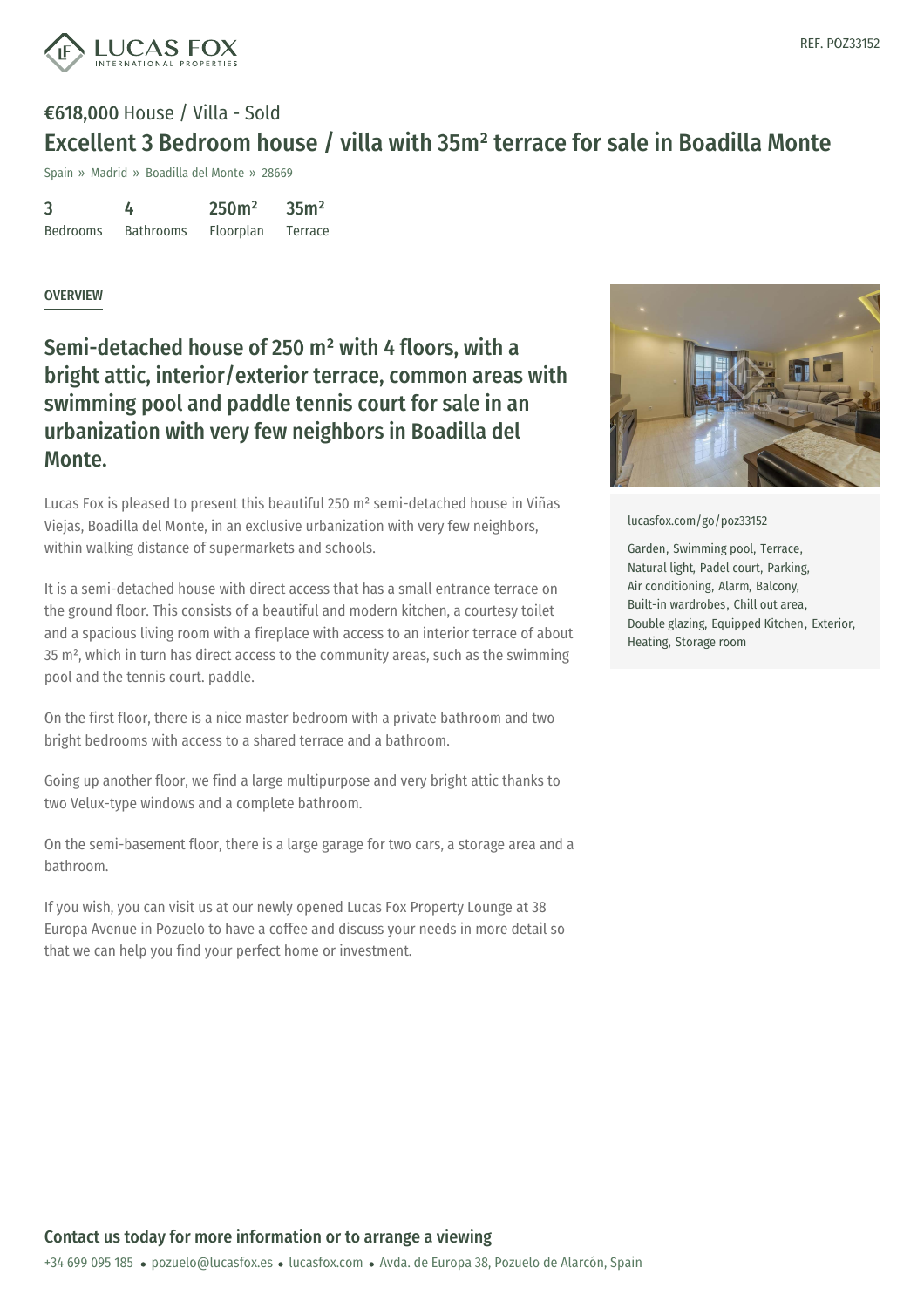# €618,000 House / Villa - Sold

## Excellent 3 Bedroom house / villa with 35m² terrace for sale in Boadilla Monte

Spain » Madrid » Boadilla del Monte » 28669

| 3 | 4 | 250m² | 35m² |
|---|---|---|---|
| Bedrooms | Bathrooms | Floorplan | Terrace |

REF. POZ33152

OVERVIEW

### Semi-detached house of 250 m² with 4 floors, with a bright attic, interior/exterior terrace, common areas with swimming pool and paddle tennis court for sale in an urbanization with very few neighbors in Boadilla del Monte.

Lucas Fox is pleased to present this beautiful 250 m² semi-detached house in Viñas Viejas, Boadilla del Monte, in an exclusive urbanization with very few neighbors, within walking distance of supermarkets and schools.

It is a semi-detached house with direct access that has a small entrance terrace on the ground floor. This consists of a beautiful and modern kitchen, a courtesy toilet and a spacious living room with a fireplace with access to an interior terrace of about 35 m², which in turn has direct access to the community areas, such as the swimming pool and the tennis court. paddle.

On the first floor, there is a nice master bedroom with a private bathroom and two bright bedrooms with access to a shared terrace and a bathroom.

Going up another floor, we find a large multipurpose and very bright attic thanks to two Velux-type windows and a complete bathroom.

On the semi-basement floor, there is a large garage for two cars, a storage area and a bathroom.

If you wish, you can visit us at our newly opened Lucas Fox Property Lounge at 38 Europa Avenue in Pozuelo to have a coffee and discuss your needs in more detail so that we can help you find your perfect home or investment.

lucasfox.com/go/poz33152

Garden, Swimming pool, Terrace, Natural light, Padel court, Parking, Air conditioning, Alarm, Balcony, Built-in wardrobes, Chill out area, Double glazing, Equipped Kitchen, Exterior, Heating, Storage room

**Contact us today for more information or to arrange a viewing**

+34 699 095 185 • pozuelo@lucasfox.es • lucasfox.com • Avda. de Europa 38, Pozuelo de Alarcón, Spain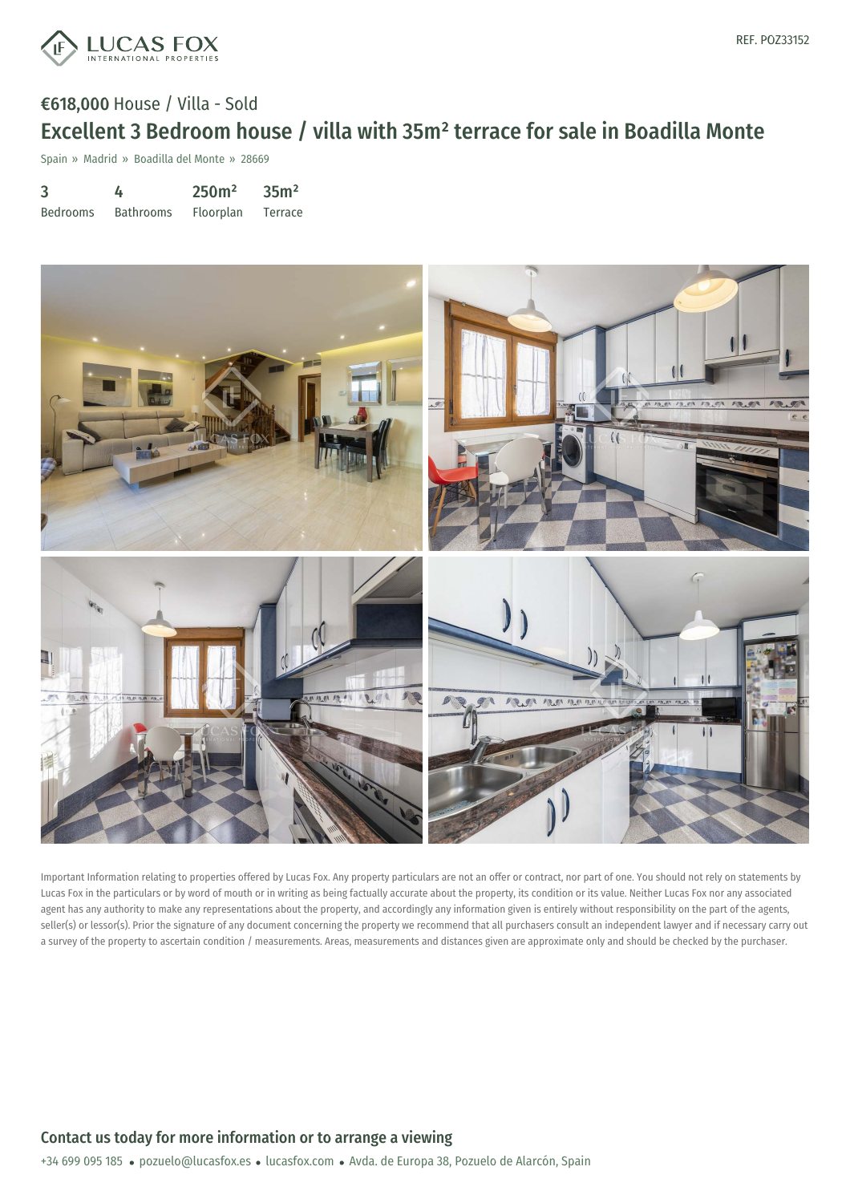REF. POZ33152

€618,000 House / Villa - Sold

# Excellent 3 Bedroom house / villa with 35m² terrace for sale in Boadilla Monte

Spain » Madrid » Boadilla del Monte » 28669

| 3 | 4 | 250m² | 35m² |
|---|---|---|---|
| Bedrooms | Bathrooms | Floorplan | Terrace |

Important Information relating to properties offered by Lucas Fox. Any property particulars are not an offer or contract, nor part of one. You should not rely on statements by Lucas Fox in the particulars or by word of mouth or in writing as being factually accurate about the property, its condition or its value. Neither Lucas Fox nor any associated agent has any authority to make any representations about the property, and accordingly any information given is entirely without responsibility on the part of the agents, seller(s) or lessor(s). Prior the signature of any document concerning the property we recommend that all purchasers consult an independent lawyer and if necessary carry out a survey of the property to ascertain condition / measurements. Areas, measurements and distances given are approximate only and should be checked by the purchaser.

## Contact us today for more information or to arrange a viewing

+34 699 095 185 • pozuelo@lucasfox.es • lucasfox.com • Avda. de Europa 38, Pozuelo de Alarcón, Spain